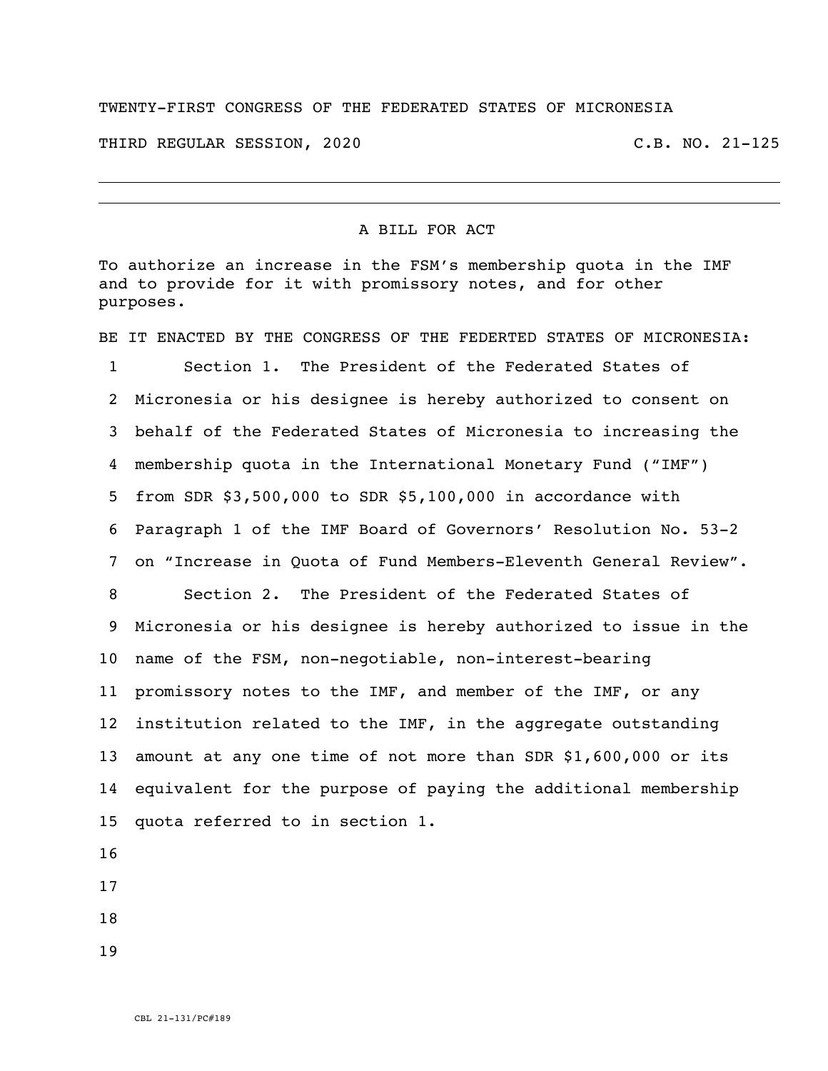TWENTY-FIRST CONGRESS OF THE FEDERATED STATES OF MICRONESIA

THIRD REGULAR SESSION, 2020 C.B. NO. 21-125

---

## A BILL FOR ACT

To authorize an increase in the FSM's membership quota in the IMF and to provide for it with promissory notes, and for other purposes.

BE IT ENACTED BY THE CONGRESS OF THE FEDERTED STATES OF MICRONESIA:

1 Section 1. The President of the Federated States of
2 Micronesia or his designee is hereby authorized to consent on
3 behalf of the Federated States of Micronesia to increasing the
4 membership quota in the International Monetary Fund ("IMF")
5 from SDR $3,500,000 to SDR $5,100,000 in accordance with
6 Paragraph 1 of the IMF Board of Governors' Resolution No. 53-2
7 on "Increase in Quota of Fund Members-Eleventh General Review".
8 Section 2. The President of the Federated States of
9 Micronesia or his designee is hereby authorized to issue in the
10 name of the FSM, non-negotiable, non-interest-bearing
11 promissory notes to the IMF, and member of the IMF, or any
12 institution related to the IMF, in the aggregate outstanding
13 amount at any one time of not more than SDR $1,600,000 or its
14 equivalent for the purpose of paying the additional membership
15 quota referred to in section 1.
16
17
18
19

CBL 21-131/PC#189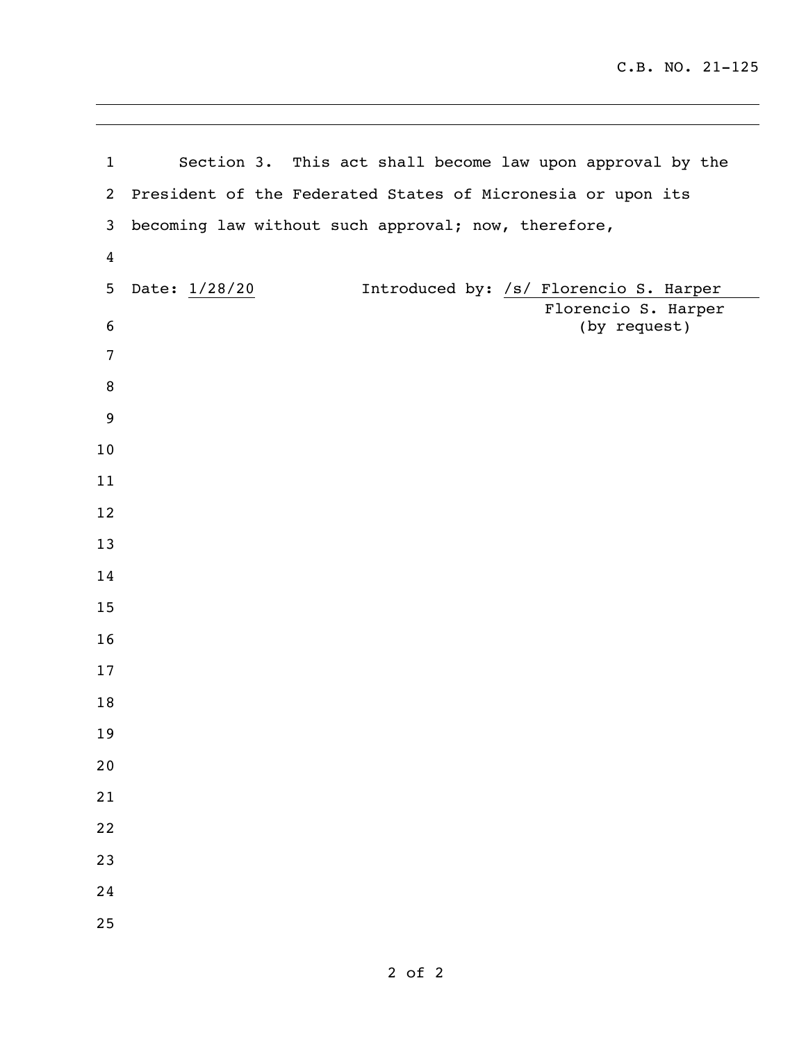Section 3. This act shall become law upon approval by the President of the Federated States of Micronesia or upon its becoming law without such approval; now, therefore,

Date: 1/28/20 Introduced by: /s/ Florencio S. Harper

Florencio S. Harper
(by request)